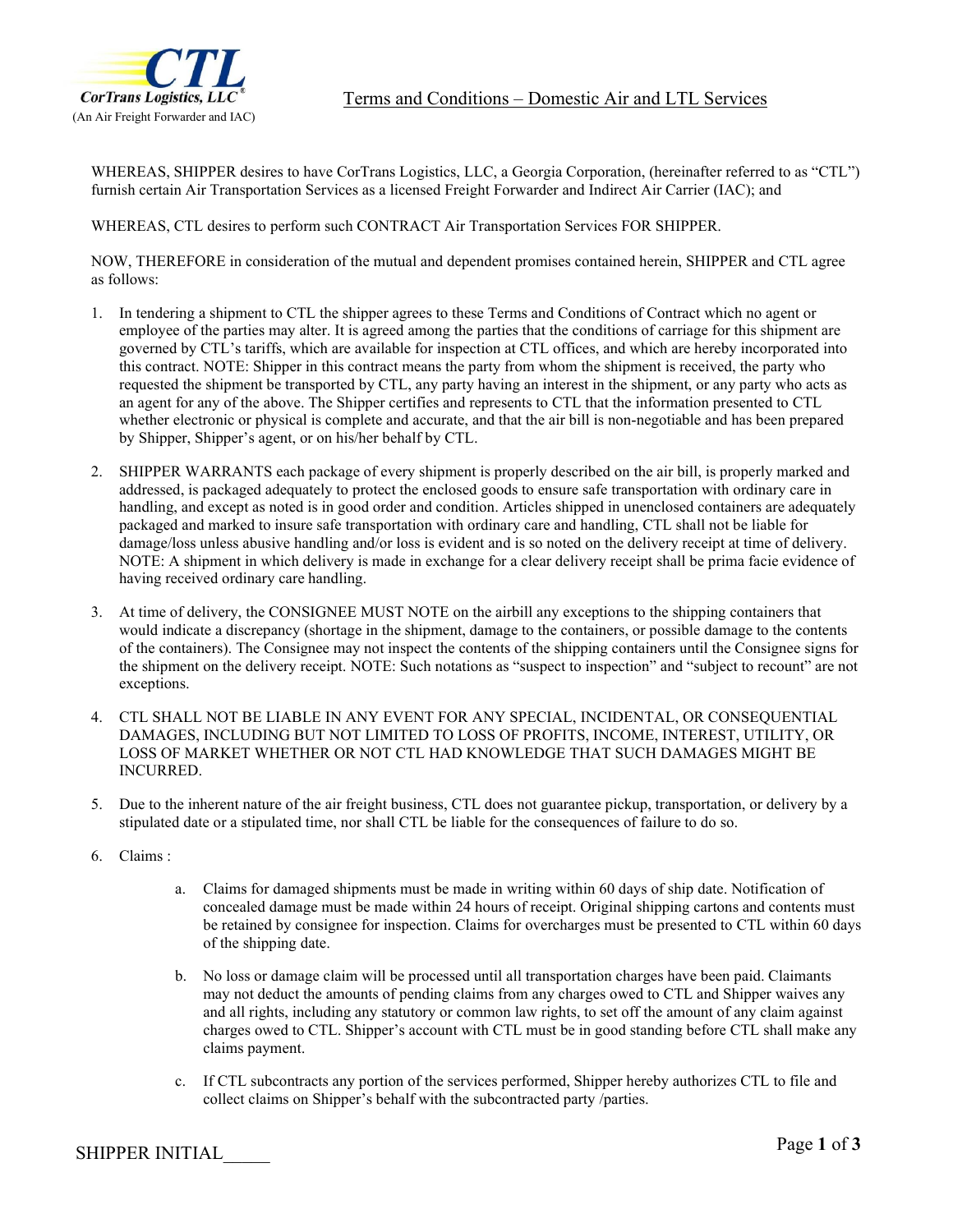CorTrans Logistics, LLC®
(An Air Freight Forwarder and IAC)

# Terms and Conditions – Domestic Air and LTL Services

WHEREAS, SHIPPER desires to have CorTrans Logistics, LLC, a Georgia Corporation, (hereinafter referred to as "CTL") furnish certain Air Transportation Services as a licensed Freight Forwarder and Indirect Air Carrier (IAC); and

WHEREAS, CTL desires to perform such CONTRACT Air Transportation Services FOR SHIPPER.

NOW, THEREFORE in consideration of the mutual and dependent promises contained herein, SHIPPER and CTL agree as follows:

1. In tendering a shipment to CTL the shipper agrees to these Terms and Conditions of Contract which no agent or employee of the parties may alter. It is agreed among the parties that the conditions of carriage for this shipment are governed by CTL's tariffs, which are available for inspection at CTL offices, and which are hereby incorporated into this contract. NOTE: Shipper in this contract means the party from whom the shipment is received, the party who requested the shipment be transported by CTL, any party having an interest in the shipment, or any party who acts as an agent for any of the above. The Shipper certifies and represents to CTL that the information presented to CTL whether electronic or physical is complete and accurate, and that the air bill is non-negotiable and has been prepared by Shipper, Shipper's agent, or on his/her behalf by CTL.

2. SHIPPER WARRANTS each package of every shipment is properly described on the air bill, is properly marked and addressed, is packaged adequately to protect the enclosed goods to ensure safe transportation with ordinary care in handling, and except as noted is in good order and condition. Articles shipped in unenclosed containers are adequately packaged and marked to insure safe transportation with ordinary care and handling, CTL shall not be liable for damage/loss unless abusive handling and/or loss is evident and is so noted on the delivery receipt at time of delivery. NOTE: A shipment in which delivery is made in exchange for a clear delivery receipt shall be prima facie evidence of having received ordinary care handling.

3. At time of delivery, the CONSIGNEE MUST NOTE on the airbill any exceptions to the shipping containers that would indicate a discrepancy (shortage in the shipment, damage to the containers, or possible damage to the contents of the containers). The Consignee may not inspect the contents of the shipping containers until the Consignee signs for the shipment on the delivery receipt. NOTE: Such notations as "suspect to inspection" and "subject to recount" are not exceptions.

4. CTL SHALL NOT BE LIABLE IN ANY EVENT FOR ANY SPECIAL, INCIDENTAL, OR CONSEQUENTIAL DAMAGES, INCLUDING BUT NOT LIMITED TO LOSS OF PROFITS, INCOME, INTEREST, UTILITY, OR LOSS OF MARKET WHETHER OR NOT CTL HAD KNOWLEDGE THAT SUCH DAMAGES MIGHT BE INCURRED.

5. Due to the inherent nature of the air freight business, CTL does not guarantee pickup, transportation, or delivery by a stipulated date or a stipulated time, nor shall CTL be liable for the consequences of failure to do so.

6. Claims :

   a. Claims for damaged shipments must be made in writing within 60 days of ship date. Notification of concealed damage must be made within 24 hours of receipt. Original shipping cartons and contents must be retained by consignee for inspection. Claims for overcharges must be presented to CTL within 60 days of the shipping date.

   b. No loss or damage claim will be processed until all transportation charges have been paid. Claimants may not deduct the amounts of pending claims from any charges owed to CTL and Shipper waives any and all rights, including any statutory or common law rights, to set off the amount of any claim against charges owed to CTL. Shipper's account with CTL must be in good standing before CTL shall make any claims payment.

   c. If CTL subcontracts any portion of the services performed, Shipper hereby authorizes CTL to file and collect claims on Shipper's behalf with the subcontracted party /parties.

SHIPPER INITIAL_____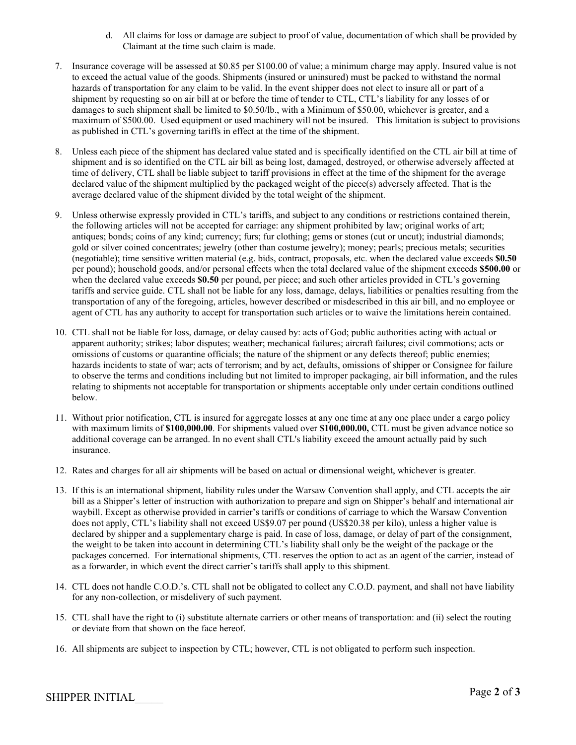d. All claims for loss or damage are subject to proof of value, documentation of which shall be provided by Claimant at the time such claim is made.

7. Insurance coverage will be assessed at $0.85 per $100.00 of value; a minimum charge may apply. Insured value is not to exceed the actual value of the goods. Shipments (insured or uninsured) must be packed to withstand the normal hazards of transportation for any claim to be valid. In the event shipper does not elect to insure all or part of a shipment by requesting so on air bill at or before the time of tender to CTL, CTL's liability for any losses of or damages to such shipment shall be limited to $0.50/lb., with a Minimum of $50.00, whichever is greater, and a maximum of $500.00. Used equipment or used machinery will not be insured. This limitation is subject to provisions as published in CTL's governing tariffs in effect at the time of the shipment.

8. Unless each piece of the shipment has declared value stated and is specifically identified on the CTL air bill at time of shipment and is so identified on the CTL air bill as being lost, damaged, destroyed, or otherwise adversely affected at time of delivery, CTL shall be liable subject to tariff provisions in effect at the time of the shipment for the average declared value of the shipment multiplied by the packaged weight of the piece(s) adversely affected. That is the average declared value of the shipment divided by the total weight of the shipment.

9. Unless otherwise expressly provided in CTL's tariffs, and subject to any conditions or restrictions contained therein, the following articles will not be accepted for carriage: any shipment prohibited by law; original works of art; antiques; bonds; coins of any kind; currency; furs; fur clothing; gems or stones (cut or uncut); industrial diamonds; gold or silver coined concentrates; jewelry (other than costume jewelry); money; pearls; precious metals; securities (negotiable); time sensitive written material (e.g. bids, contract, proposals, etc. when the declared value exceeds **$0.50** per pound); household goods, and/or personal effects when the total declared value of the shipment exceeds **$500.00** or when the declared value exceeds **$0.50** per pound, per piece; and such other articles provided in CTL's governing tariffs and service guide. CTL shall not be liable for any loss, damage, delays, liabilities or penalties resulting from the transportation of any of the foregoing, articles, however described or misdescribed in this air bill, and no employee or agent of CTL has any authority to accept for transportation such articles or to waive the limitations herein contained.

10. CTL shall not be liable for loss, damage, or delay caused by: acts of God; public authorities acting with actual or apparent authority; strikes; labor disputes; weather; mechanical failures; aircraft failures; civil commotions; acts or omissions of customs or quarantine officials; the nature of the shipment or any defects thereof; public enemies; hazards incidents to state of war; acts of terrorism; and by act, defaults, omissions of shipper or Consignee for failure to observe the terms and conditions including but not limited to improper packaging, air bill information, and the rules relating to shipments not acceptable for transportation or shipments acceptable only under certain conditions outlined below.

11. Without prior notification, CTL is insured for aggregate losses at any one time at any one place under a cargo policy with maximum limits of **$100,000.00**. For shipments valued over **$100,000.00,** CTL must be given advance notice so additional coverage can be arranged. In no event shall CTL's liability exceed the amount actually paid by such insurance.

12. Rates and charges for all air shipments will be based on actual or dimensional weight, whichever is greater.

13. If this is an international shipment, liability rules under the Warsaw Convention shall apply, and CTL accepts the air bill as a Shipper's letter of instruction with authorization to prepare and sign on Shipper's behalf and international air waybill. Except as otherwise provided in carrier's tariffs or conditions of carriage to which the Warsaw Convention does not apply, CTL's liability shall not exceed US$9.07 per pound (US$20.38 per kilo), unless a higher value is declared by shipper and a supplementary charge is paid. In case of loss, damage, or delay of part of the consignment, the weight to be taken into account in determining CTL's liability shall only be the weight of the package or the packages concerned. For international shipments, CTL reserves the option to act as an agent of the carrier, instead of as a forwarder, in which event the direct carrier's tariffs shall apply to this shipment.

14. CTL does not handle C.O.D.'s. CTL shall not be obligated to collect any C.O.D. payment, and shall not have liability for any non-collection, or misdelivery of such payment.

15. CTL shall have the right to (i) substitute alternate carriers or other means of transportation: and (ii) select the routing or deviate from that shown on the face hereof.

16. All shipments are subject to inspection by CTL; however, CTL is not obligated to perform such inspection.

SHIPPER INITIAL_____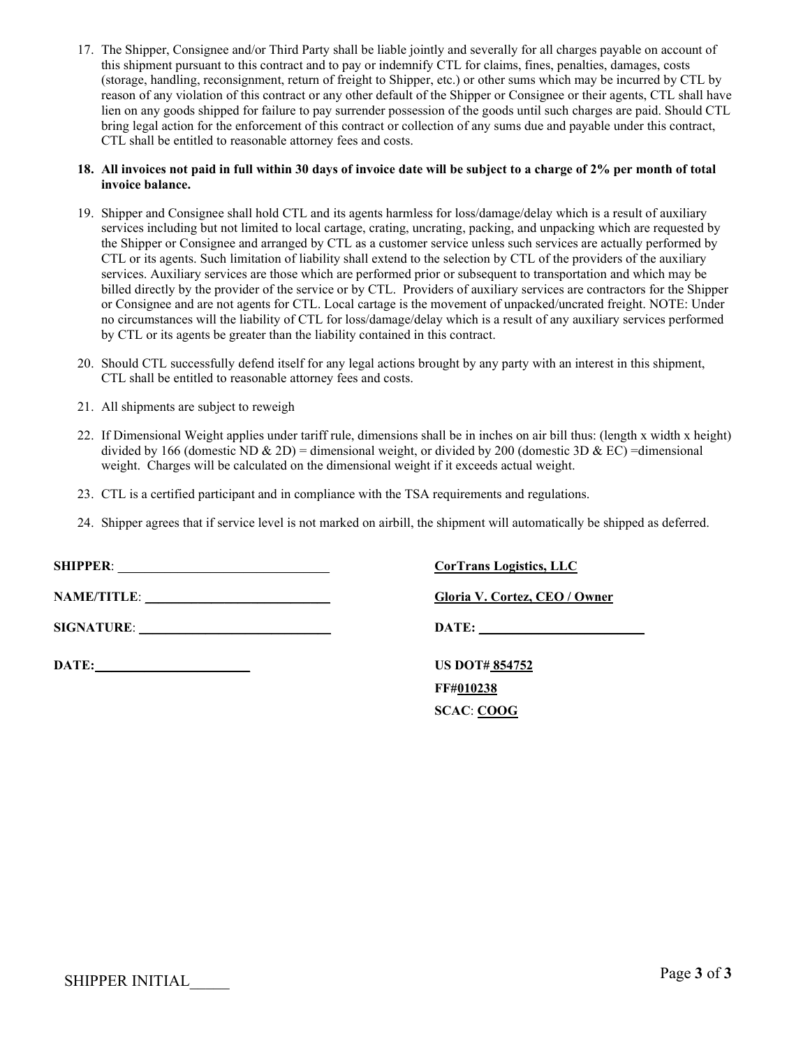17. The Shipper, Consignee and/or Third Party shall be liable jointly and severally for all charges payable on account of this shipment pursuant to this contract and to pay or indemnify CTL for claims, fines, penalties, damages, costs (storage, handling, reconsignment, return of freight to Shipper, etc.) or other sums which may be incurred by CTL by reason of any violation of this contract or any other default of the Shipper or Consignee or their agents, CTL shall have lien on any goods shipped for failure to pay surrender possession of the goods until such charges are paid. Should CTL bring legal action for the enforcement of this contract or collection of any sums due and payable under this contract, CTL shall be entitled to reasonable attorney fees and costs.

18. **All invoices not paid in full within 30 days of invoice date will be subject to a charge of 2% per month of total invoice balance.**

19. Shipper and Consignee shall hold CTL and its agents harmless for loss/damage/delay which is a result of auxiliary services including but not limited to local cartage, crating, uncrating, packing, and unpacking which are requested by the Shipper or Consignee and arranged by CTL as a customer service unless such services are actually performed by CTL or its agents. Such limitation of liability shall extend to the selection by CTL of the providers of the auxiliary services. Auxiliary services are those which are performed prior or subsequent to transportation and which may be billed directly by the provider of the service or by CTL. Providers of auxiliary services are contractors for the Shipper or Consignee and are not agents for CTL. Local cartage is the movement of unpacked/uncrated freight. NOTE: Under no circumstances will the liability of CTL for loss/damage/delay which is a result of any auxiliary services performed by CTL or its agents be greater than the liability contained in this contract.

20. Should CTL successfully defend itself for any legal actions brought by any party with an interest in this shipment, CTL shall be entitled to reasonable attorney fees and costs.

21. All shipments are subject to reweigh

22. If Dimensional Weight applies under tariff rule, dimensions shall be in inches on air bill thus: (length x width x height) divided by 166 (domestic ND & 2D) = dimensional weight, or divided by 200 (domestic 3D & EC) =dimensional weight. Charges will be calculated on the dimensional weight if it exceeds actual weight.

23. CTL is a certified participant and in compliance with the TSA requirements and regulations.

24. Shipper agrees that if service level is not marked on airbill, the shipment will automatically be shipped as deferred.

**SHIPPER**: ______________________________

**NAME/TITLE**: ___________________________

**SIGNATURE**: ____________________________

**DATE:** ______________________

**CorTrans Logistics, LLC**

**Gloria V. Cortez, CEO / Owner**

**DATE:** ________________________

**US DOT# 854752**

**FF#010238**

**SCAC**: **COOG**

SHIPPER INITIAL_____